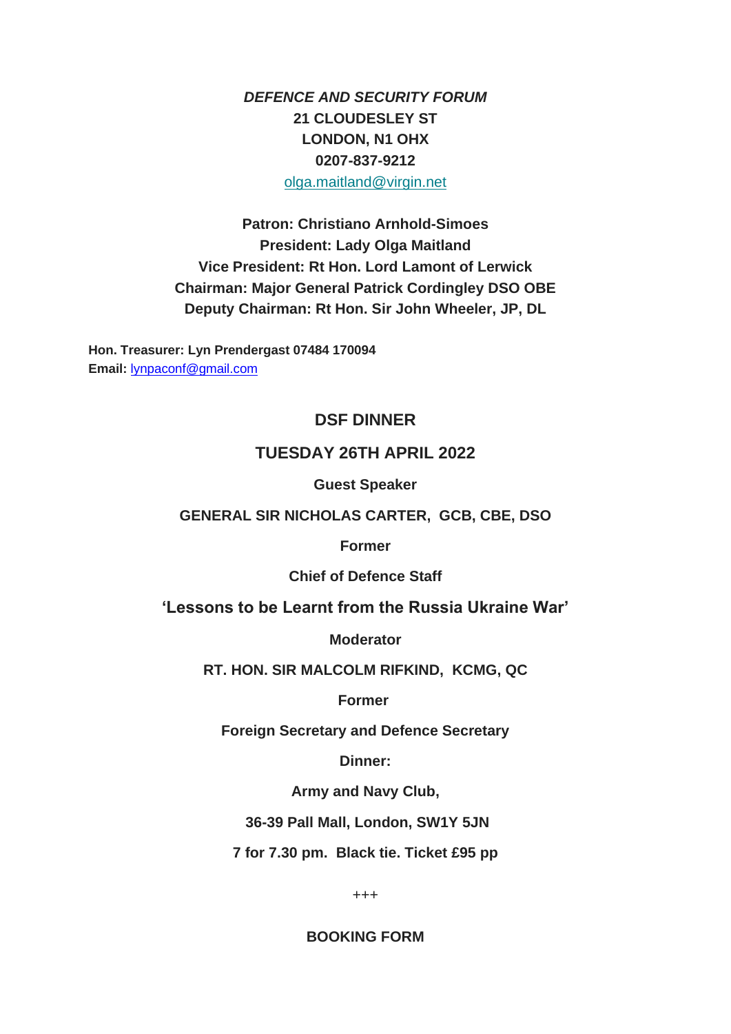***DEFENCE AND SECURITY FORUM***
**21 CLOUDESLEY ST**
**LONDON, N1 OHX**
**0207-837-9212**
olga.maitland@virgin.net

**Patron: Christiano Arnhold-Simoes**
**President: Lady Olga Maitland**
**Vice President: Rt Hon. Lord Lamont of Lerwick**
**Chairman: Major General Patrick Cordingley DSO OBE**
**Deputy Chairman: Rt Hon. Sir John Wheeler, JP, DL**

**Hon. Treasurer: Lyn Prendergast 07484 170094**
**Email:** lynpaconf@gmail.com

## DSF DINNER

## TUESDAY 26TH APRIL 2022

**Guest Speaker**

**GENERAL SIR NICHOLAS CARTER, GCB, CBE, DSO**

**Former**

**Chief of Defence Staff**

### 'Lessons to be Learnt from the Russia Ukraine War'

**Moderator**

**RT. HON. SIR MALCOLM RIFKIND, KCMG, QC**

**Former**

**Foreign Secretary and Defence Secretary**

**Dinner:**

**Army and Navy Club,**

**36-39 Pall Mall, London, SW1Y 5JN**

**7 for 7.30 pm. Black tie. Ticket £95 pp**

+++

**BOOKING FORM**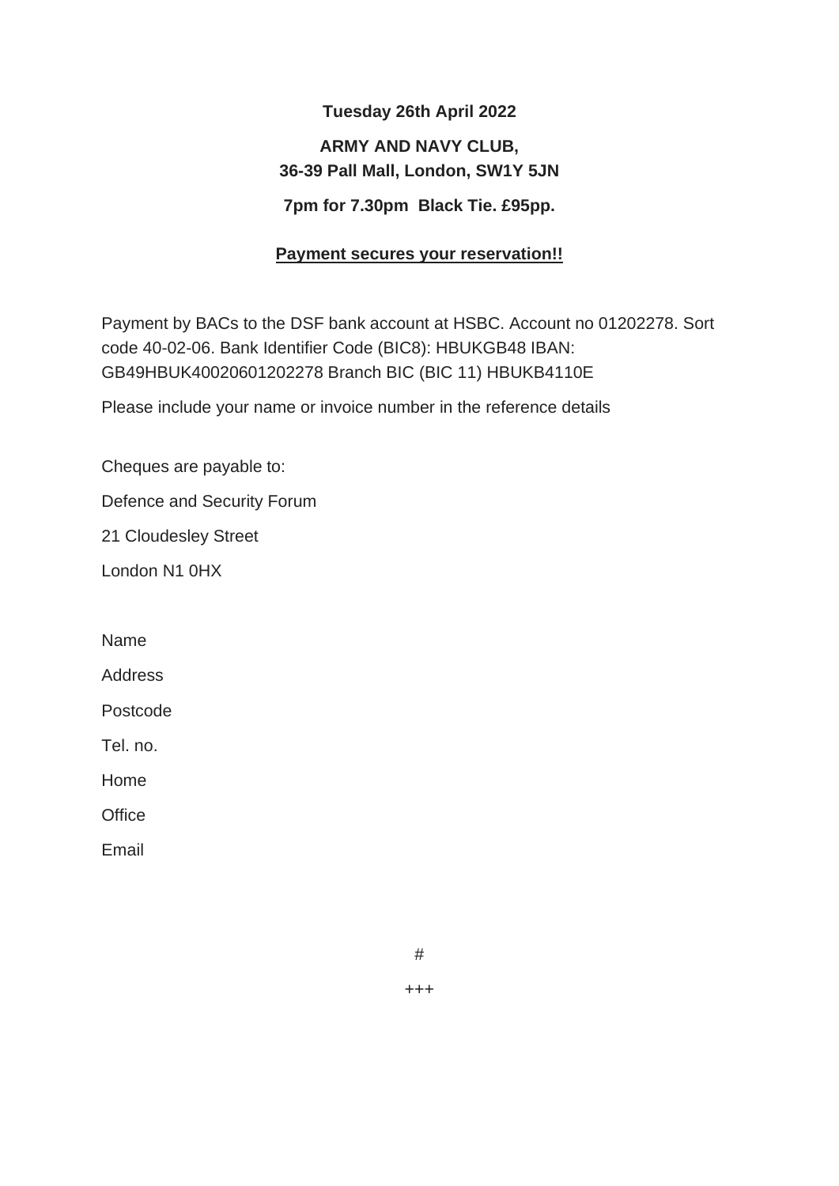**Tuesday 26th April 2022**

**ARMY AND NAVY CLUB,**
**36-39 Pall Mall, London, SW1Y 5JN**

**7pm for 7.30pm Black Tie. £95pp.**

**Payment secures your reservation!!**

Payment by BACs to the DSF bank account at HSBC. Account no 01202278. Sort code 40-02-06. Bank Identifier Code (BIC8): HBUKGB48 IBAN: GB49HBUK40020601202278 Branch BIC (BIC 11) HBUKB4110E

Please include your name or invoice number in the reference details

Cheques are payable to:

Defence and Security Forum

21 Cloudesley Street

London N1 0HX

Name

Address

Postcode

Tel. no.

Home

Office

Email

#

+++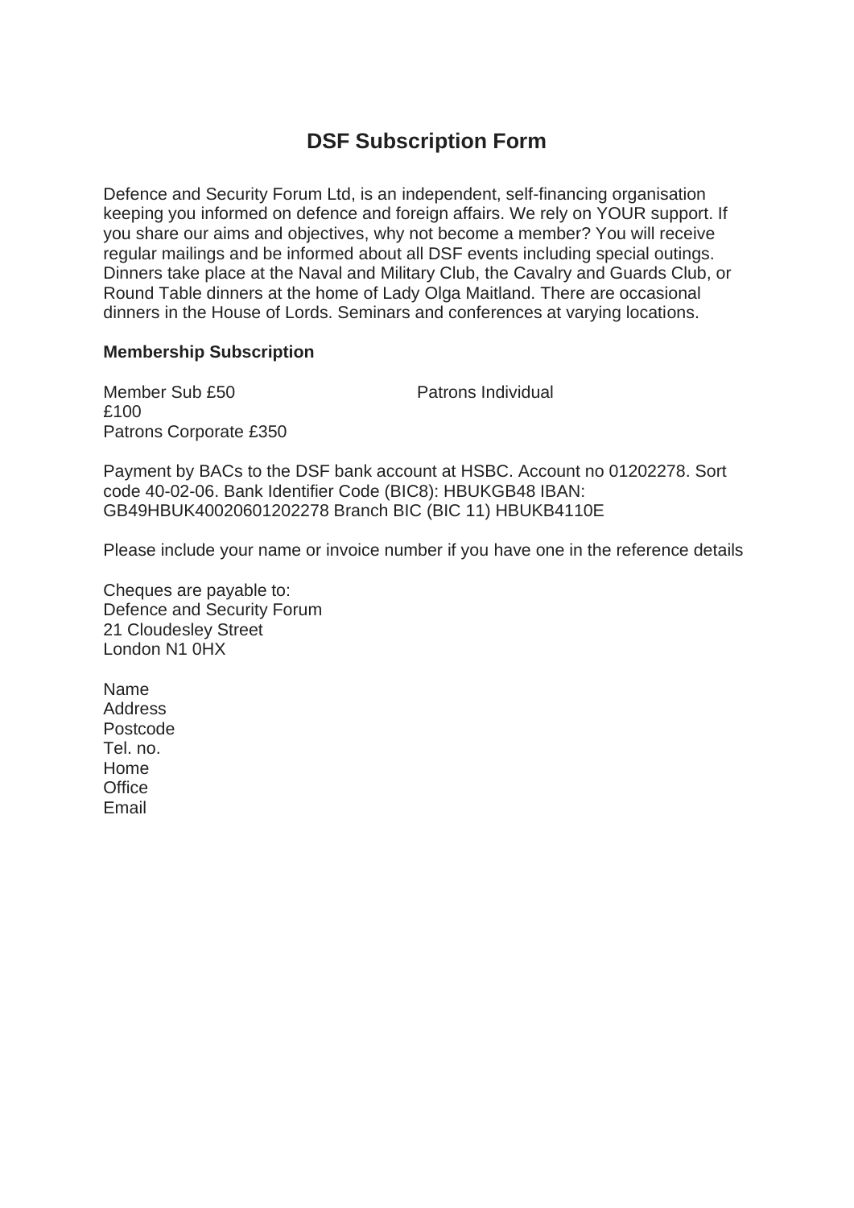# DSF Subscription Form

Defence and Security Forum Ltd, is an independent, self-financing organisation keeping you informed on defence and foreign affairs. We rely on YOUR support. If you share our aims and objectives, why not become a member? You will receive regular mailings and be informed about all DSF events including special outings. Dinners take place at the Naval and Military Club, the Cavalry and Guards Club, or Round Table dinners at the home of Lady Olga Maitland. There are occasional dinners in the House of Lords. Seminars and conferences at varying locations.

**Membership Subscription**

Member Sub £50
Patrons Individual £100
Patrons Corporate £350

Payment by BACs to the DSF bank account at HSBC. Account no 01202278. Sort code 40-02-06. Bank Identifier Code (BIC8): HBUKGB48 IBAN: GB49HBUK40020601202278 Branch BIC (BIC 11) HBUKB4110E

Please include your name or invoice number if you have one in the reference details

Cheques are payable to:
Defence and Security Forum
21 Cloudesley Street
London N1 0HX

Name
Address
Postcode
Tel. no.
Home
Office
Email